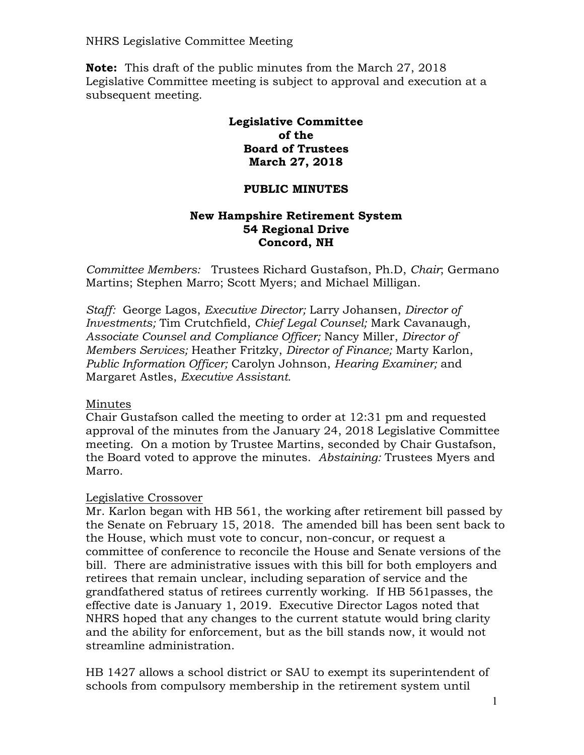**Note:** This draft of the public minutes from the March 27, 2018 Legislative Committee meeting is subject to approval and execution at a subsequent meeting.

# Legislative Committee of the Board of Trustees March 27, 2018

## PUBLIC MINUTES

### New Hampshire Retirement System 54 Regional Drive Concord, NH

*Committee Members:* Trustees Richard Gustafson, Ph.D, *Chair*; Germano Martins; Stephen Marro; Scott Myers; and Michael Milligan.

*Staff:* George Lagos, *Executive Director;* Larry Johansen, *Director of Investments;* Tim Crutchfield, *Chief Legal Counsel;* Mark Cavanaugh, *Associate Counsel and Compliance Officer;* Nancy Miller, *Director of Members Services;* Heather Fritzky, *Director of Finance;* Marty Karlon, *Public Information Officer;* Carolyn Johnson, *Hearing Examiner;* and Margaret Astles, *Executive Assistant.*

Minutes

Chair Gustafson called the meeting to order at 12:31 pm and requested approval of the minutes from the January 24, 2018 Legislative Committee meeting. On a motion by Trustee Martins, seconded by Chair Gustafson, the Board voted to approve the minutes. *Abstaining:* Trustees Myers and Marro.

Legislative Crossover

Mr. Karlon began with HB 561, the working after retirement bill passed by the Senate on February 15, 2018. The amended bill has been sent back to the House, which must vote to concur, non-concur, or request a committee of conference to reconcile the House and Senate versions of the bill. There are administrative issues with this bill for both employers and retirees that remain unclear, including separation of service and the grandfathered status of retirees currently working. If HB 561passes, the effective date is January 1, 2019. Executive Director Lagos noted that NHRS hoped that any changes to the current statute would bring clarity and the ability for enforcement, but as the bill stands now, it would not streamline administration.

HB 1427 allows a school district or SAU to exempt its superintendent of schools from compulsory membership in the retirement system until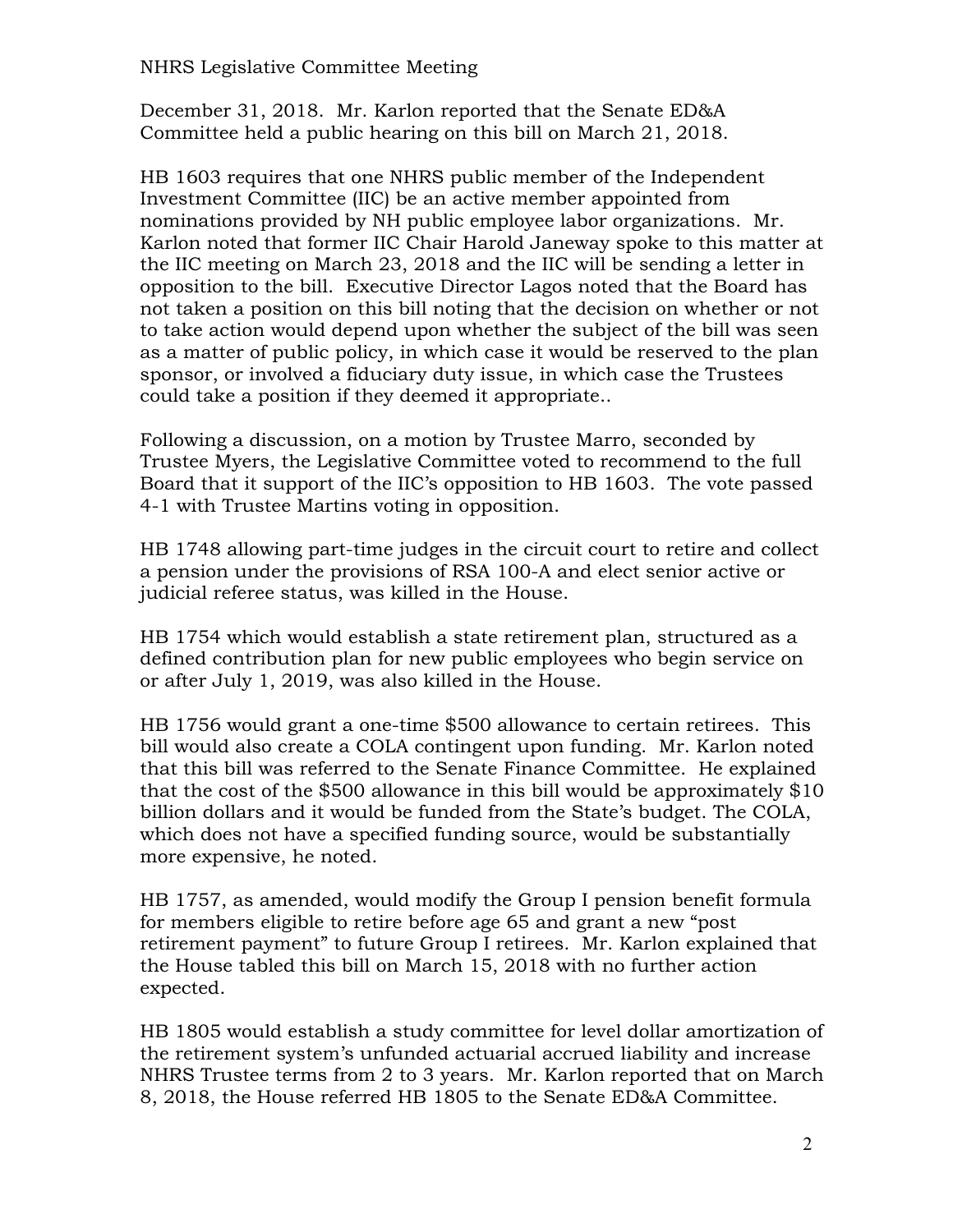December 31, 2018. Mr. Karlon reported that the Senate ED&A Committee held a public hearing on this bill on March 21, 2018.

HB 1603 requires that one NHRS public member of the Independent Investment Committee (IIC) be an active member appointed from nominations provided by NH public employee labor organizations. Mr. Karlon noted that former IIC Chair Harold Janeway spoke to this matter at the IIC meeting on March 23, 2018 and the IIC will be sending a letter in opposition to the bill. Executive Director Lagos noted that the Board has not taken a position on this bill noting that the decision on whether or not to take action would depend upon whether the subject of the bill was seen as a matter of public policy, in which case it would be reserved to the plan sponsor, or involved a fiduciary duty issue, in which case the Trustees could take a position if they deemed it appropriate..

Following a discussion, on a motion by Trustee Marro, seconded by Trustee Myers, the Legislative Committee voted to recommend to the full Board that it support of the IIC's opposition to HB 1603. The vote passed 4-1 with Trustee Martins voting in opposition.

HB 1748 allowing part-time judges in the circuit court to retire and collect a pension under the provisions of RSA 100-A and elect senior active or judicial referee status, was killed in the House.

HB 1754 which would establish a state retirement plan, structured as a defined contribution plan for new public employees who begin service on or after July 1, 2019, was also killed in the House.

HB 1756 would grant a one-time $500 allowance to certain retirees. This bill would also create a COLA contingent upon funding. Mr. Karlon noted that this bill was referred to the Senate Finance Committee. He explained that the cost of the $500 allowance in this bill would be approximately $10 billion dollars and it would be funded from the State's budget. The COLA, which does not have a specified funding source, would be substantially more expensive, he noted.

HB 1757, as amended, would modify the Group I pension benefit formula for members eligible to retire before age 65 and grant a new "post retirement payment" to future Group I retirees. Mr. Karlon explained that the House tabled this bill on March 15, 2018 with no further action expected.

HB 1805 would establish a study committee for level dollar amortization of the retirement system's unfunded actuarial accrued liability and increase NHRS Trustee terms from 2 to 3 years. Mr. Karlon reported that on March 8, 2018, the House referred HB 1805 to the Senate ED&A Committee.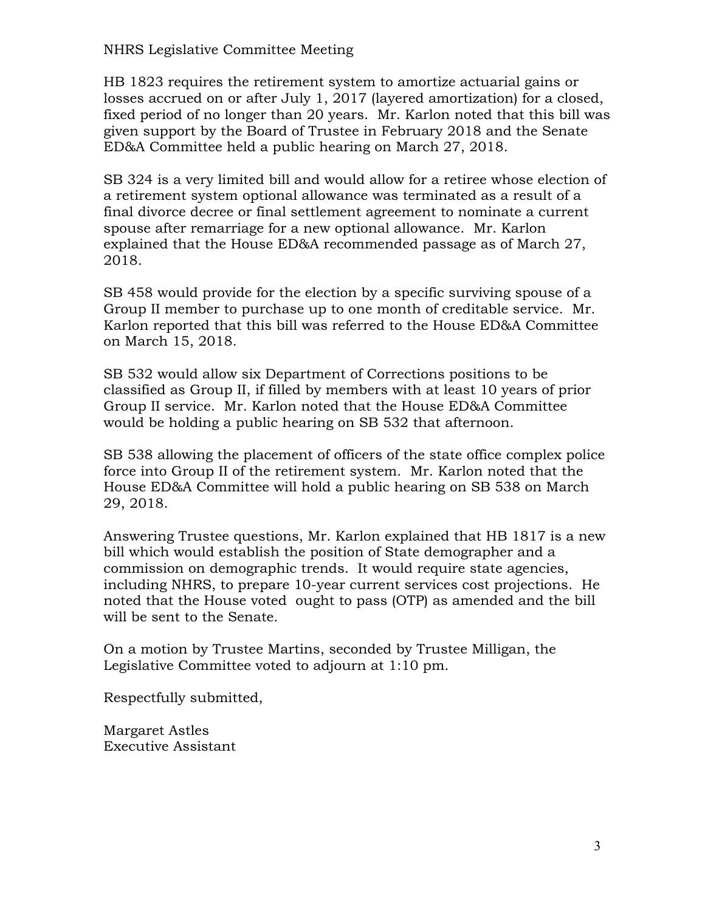HB 1823 requires the retirement system to amortize actuarial gains or losses accrued on or after July 1, 2017 (layered amortization) for a closed, fixed period of no longer than 20 years. Mr. Karlon noted that this bill was given support by the Board of Trustee in February 2018 and the Senate ED&A Committee held a public hearing on March 27, 2018.

SB 324 is a very limited bill and would allow for a retiree whose election of a retirement system optional allowance was terminated as a result of a final divorce decree or final settlement agreement to nominate a current spouse after remarriage for a new optional allowance. Mr. Karlon explained that the House ED&A recommended passage as of March 27, 2018.

SB 458 would provide for the election by a specific surviving spouse of a Group II member to purchase up to one month of creditable service. Mr. Karlon reported that this bill was referred to the House ED&A Committee on March 15, 2018.

SB 532 would allow six Department of Corrections positions to be classified as Group II, if filled by members with at least 10 years of prior Group II service. Mr. Karlon noted that the House ED&A Committee would be holding a public hearing on SB 532 that afternoon.

SB 538 allowing the placement of officers of the state office complex police force into Group II of the retirement system. Mr. Karlon noted that the House ED&A Committee will hold a public hearing on SB 538 on March 29, 2018.

Answering Trustee questions, Mr. Karlon explained that HB 1817 is a new bill which would establish the position of State demographer and a commission on demographic trends. It would require state agencies, including NHRS, to prepare 10-year current services cost projections. He noted that the House voted ought to pass (OTP) as amended and the bill will be sent to the Senate.

On a motion by Trustee Martins, seconded by Trustee Milligan, the Legislative Committee voted to adjourn at 1:10 pm.

Respectfully submitted,

Margaret Astles
Executive Assistant